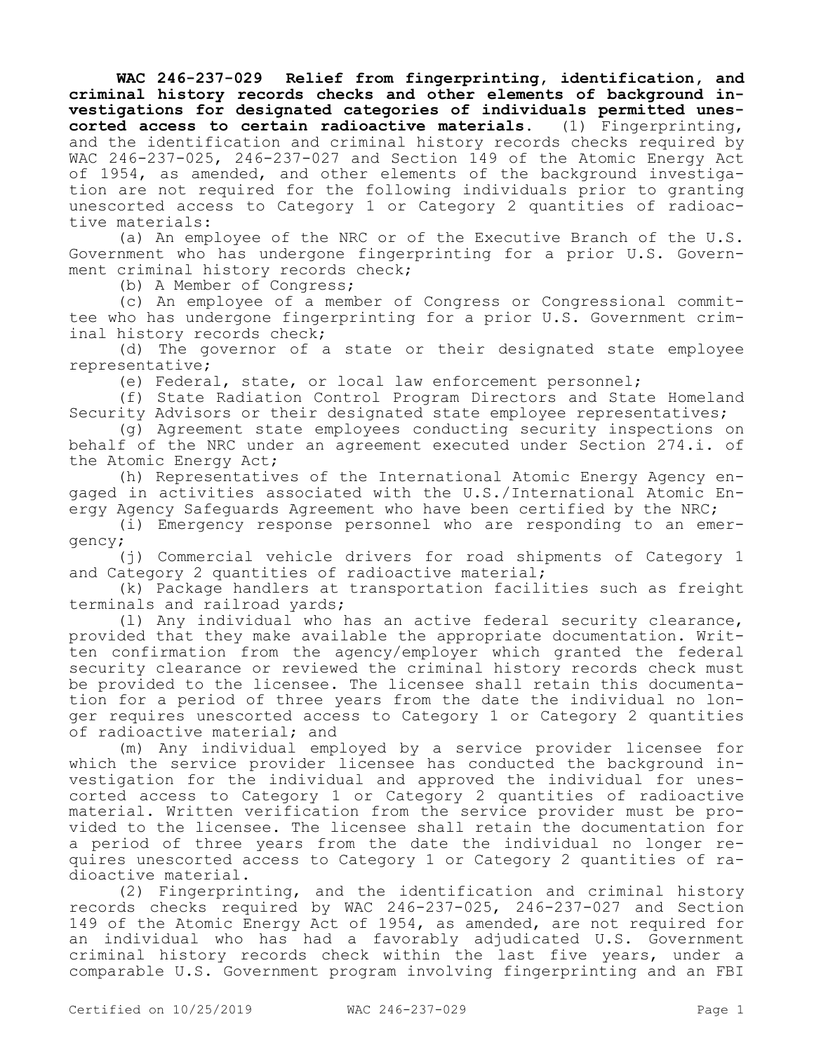**WAC 246-237-029 Relief from fingerprinting, identification, and criminal history records checks and other elements of background investigations for designated categories of individuals permitted unescorted access to certain radioactive materials.** (1) Fingerprinting, and the identification and criminal history records checks required by WAC 246-237-025, 246-237-027 and Section 149 of the Atomic Energy Act of 1954, as amended, and other elements of the background investigation are not required for the following individuals prior to granting unescorted access to Category 1 or Category 2 quantities of radioactive materials:

(a) An employee of the NRC or of the Executive Branch of the U.S. Government who has undergone fingerprinting for a prior U.S. Government criminal history records check;

(b) A Member of Congress;

(c) An employee of a member of Congress or Congressional committee who has undergone fingerprinting for a prior U.S. Government criminal history records check;

(d) The governor of a state or their designated state employee representative;

(e) Federal, state, or local law enforcement personnel;

(f) State Radiation Control Program Directors and State Homeland Security Advisors or their designated state employee representatives;

(g) Agreement state employees conducting security inspections on behalf of the NRC under an agreement executed under Section 274.i. of the Atomic Energy Act;

(h) Representatives of the International Atomic Energy Agency engaged in activities associated with the U.S./International Atomic Energy Agency Safeguards Agreement who have been certified by the NRC;

(i) Emergency response personnel who are responding to an emergency;

(j) Commercial vehicle drivers for road shipments of Category 1 and Category 2 quantities of radioactive material;

(k) Package handlers at transportation facilities such as freight terminals and railroad yards;

(l) Any individual who has an active federal security clearance, provided that they make available the appropriate documentation. Written confirmation from the agency/employer which granted the federal security clearance or reviewed the criminal history records check must be provided to the licensee. The licensee shall retain this documentation for a period of three years from the date the individual no longer requires unescorted access to Category 1 or Category 2 quantities of radioactive material; and

(m) Any individual employed by a service provider licensee for which the service provider licensee has conducted the background investigation for the individual and approved the individual for unescorted access to Category 1 or Category 2 quantities of radioactive material. Written verification from the service provider must be provided to the licensee. The licensee shall retain the documentation for a period of three years from the date the individual no longer requires unescorted access to Category 1 or Category 2 quantities of radioactive material.

(2) Fingerprinting, and the identification and criminal history records checks required by WAC 246-237-025, 246-237-027 and Section 149 of the Atomic Energy Act of 1954, as amended, are not required for an individual who has had a favorably adjudicated U.S. Government criminal history records check within the last five years, under a comparable U.S. Government program involving fingerprinting and an FBI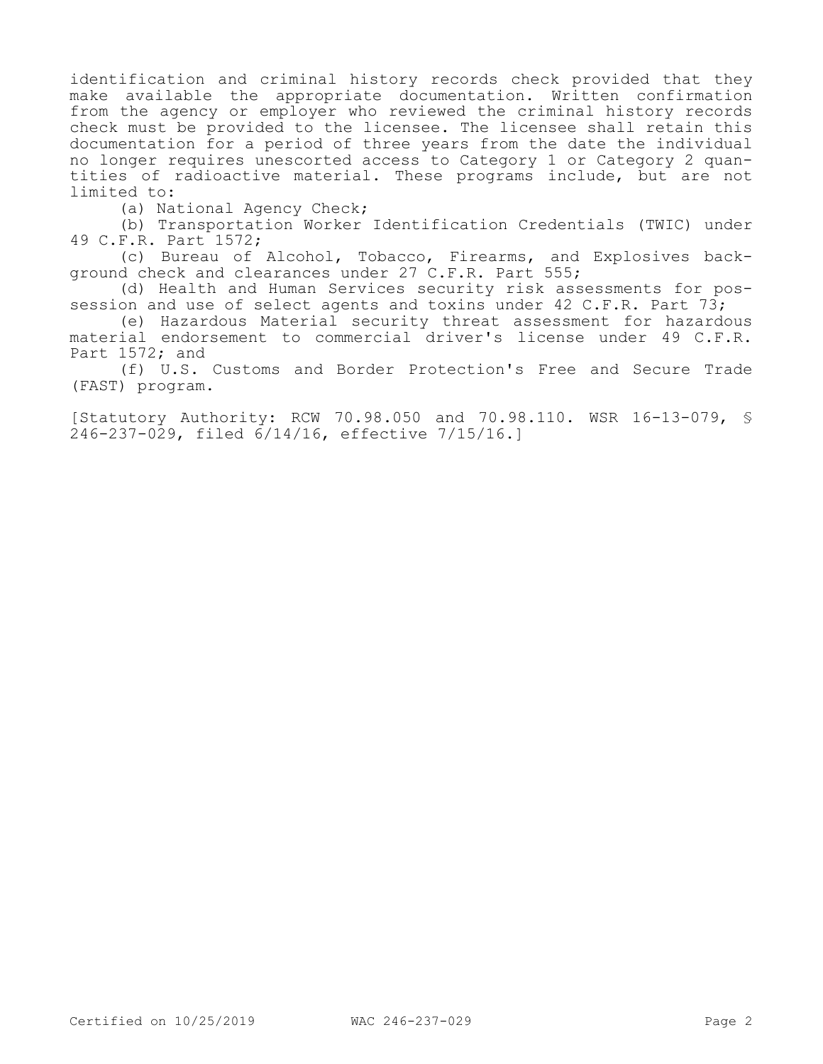identification and criminal history records check provided that they make available the appropriate documentation. Written confirmation from the agency or employer who reviewed the criminal history records check must be provided to the licensee. The licensee shall retain this documentation for a period of three years from the date the individual no longer requires unescorted access to Category 1 or Category 2 quantities of radioactive material. These programs include, but are not limited to:

(a) National Agency Check;

(b) Transportation Worker Identification Credentials (TWIC) under 49 C.F.R. Part 1572;

(c) Bureau of Alcohol, Tobacco, Firearms, and Explosives background check and clearances under 27 C.F.R. Part 555;

(d) Health and Human Services security risk assessments for possession and use of select agents and toxins under 42 C.F.R. Part 73;

(e) Hazardous Material security threat assessment for hazardous material endorsement to commercial driver's license under 49 C.F.R. Part 1572; and

(f) U.S. Customs and Border Protection's Free and Secure Trade (FAST) program.

[Statutory Authority: RCW 70.98.050 and 70.98.110. WSR 16-13-079, § 246-237-029, filed 6/14/16, effective 7/15/16.]